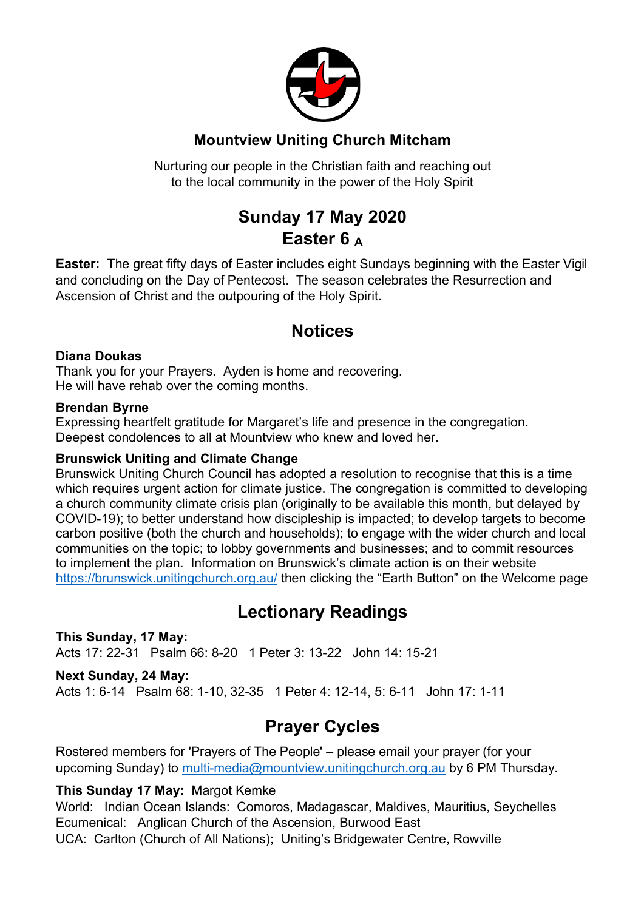# Mountview Uniting Church Mitcham

Nurturing our people in the Christian faith and reaching out
to the local community in the power of the Holy Spirit

## Sunday 17 May 2020
## Easter 6 $_A$

**Easter:** The great fifty days of Easter includes eight Sundays beginning with the Easter Vigil and concluding on the Day of Pentecost. The season celebrates the Resurrection and Ascension of Christ and the outpouring of the Holy Spirit.

## Notices

**Diana Doukas**
Thank you for your Prayers. Ayden is home and recovering.
He will have rehab over the coming months.

**Brendan Byrne**
Expressing heartfelt gratitude for Margaret's life and presence in the congregation.
Deepest condolences to all at Mountview who knew and loved her.

**Brunswick Uniting and Climate Change**
Brunswick Uniting Church Council has adopted a resolution to recognise that this is a time which requires urgent action for climate justice. The congregation is committed to developing a church community climate crisis plan (originally to be available this month, but delayed by COVID-19); to better understand how discipleship is impacted; to develop targets to become carbon positive (both the church and households); to engage with the wider church and local communities on the topic; to lobby governments and businesses; and to commit resources to implement the plan. Information on Brunswick's climate action is on their website https://brunswick.unitingchurch.org.au/ then clicking the "Earth Button" on the Welcome page

## Lectionary Readings

**This Sunday, 17 May:**
Acts 17: 22-31 Psalm 66: 8-20 1 Peter 3: 13-22 John 14: 15-21

**Next Sunday, 24 May:**
Acts 1: 6-14 Psalm 68: 1-10, 32-35 1 Peter 4: 12-14, 5: 6-11 John 17: 1-11

## Prayer Cycles

Rostered members for 'Prayers of The People' – please email your prayer (for your upcoming Sunday) to multi-media@mountview.unitingchurch.org.au by 6 PM Thursday.

**This Sunday 17 May:** Margot Kemke
World: Indian Ocean Islands: Comoros, Madagascar, Maldives, Mauritius, Seychelles
Ecumenical: Anglican Church of the Ascension, Burwood East
UCA: Carlton (Church of All Nations); Uniting's Bridgewater Centre, Rowville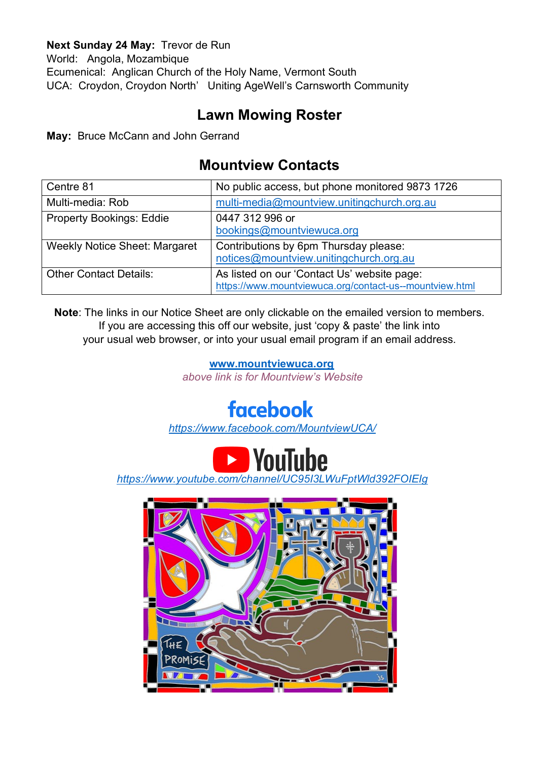**Next Sunday 24 May:** Trevor de Run
World: Angola, Mozambique
Ecumenical: Anglican Church of the Holy Name, Vermont South
UCA: Croydon, Croydon North' Uniting AgeWell's Carnsworth Community

## Lawn Mowing Roster

**May:** Bruce McCann and John Gerrand

## Mountview Contacts

| | |
|---|---|
| Centre 81 | No public access, but phone monitored 9873 1726 |
| Multi-media: Rob | multi-media@mountview.unitingchurch.org.au |
| Property Bookings: Eddie | 0447 312 996 or bookings@mountviewuca.org |
| Weekly Notice Sheet: Margaret | Contributions by 6pm Thursday please: notices@mountview.unitingchurch.org.au |
| Other Contact Details: | As listed on our 'Contact Us' website page: https://www.mountviewuca.org/contact-us--mountview.html |

**Note**: The links in our Notice Sheet are only clickable on the emailed version to members. If you are accessing this off our website, just 'copy & paste' the link into your usual web browser, or into your usual email program if an email address.

**www.mountviewuca.org**
*above link is for Mountview's Website*

facebook
*https://www.facebook.com/MountviewUCA/*

YouTube
*https://www.youtube.com/channel/UC95I3LWuFptWld392FOIEIg*

THE PROMISE